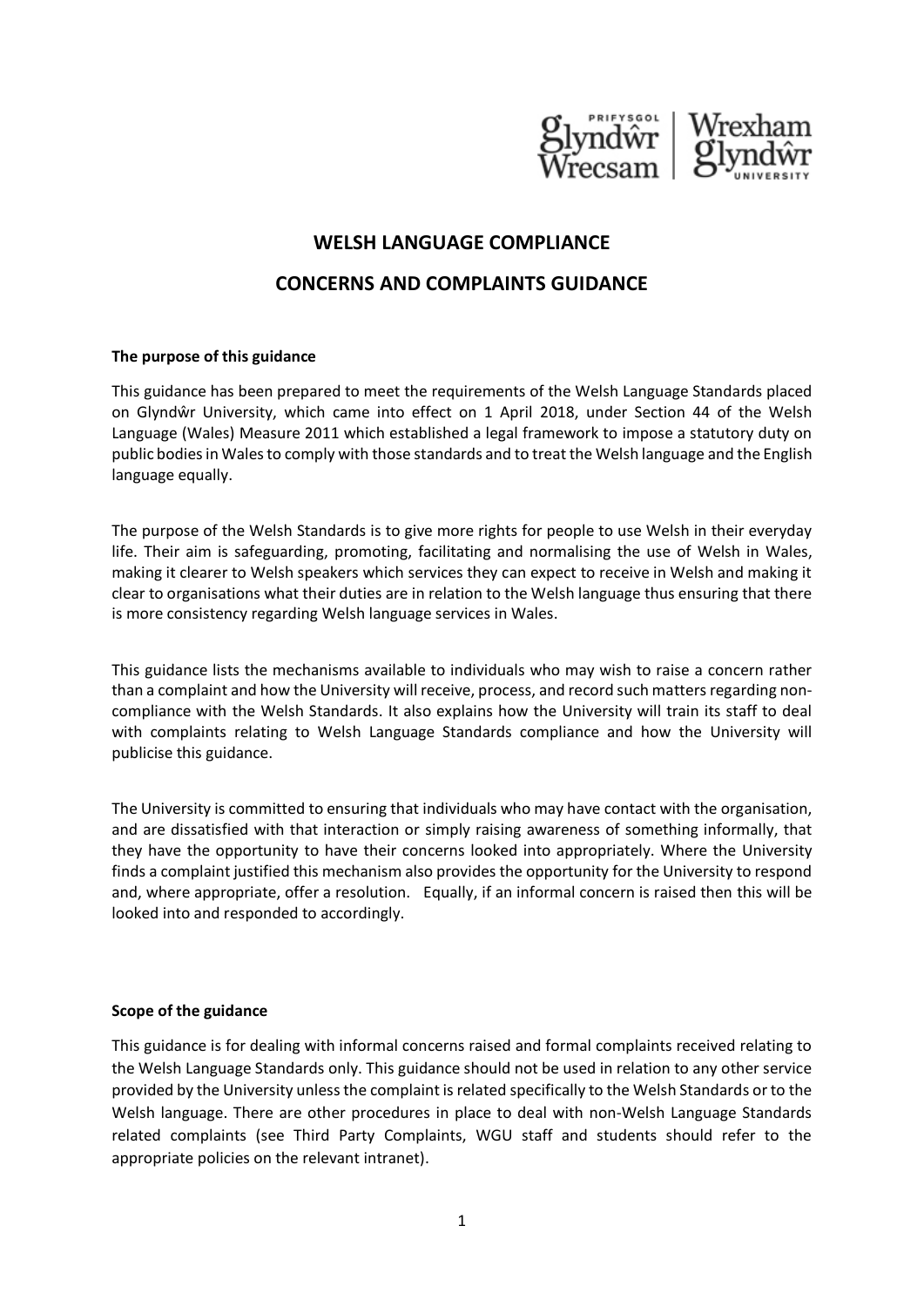# WELSH LANGUAGE COMPLIANCE

# CONCERNS AND COMPLAINTS GUIDANCE

**The purpose of this guidance**

This guidance has been prepared to meet the requirements of the Welsh Language Standards placed on Glyndŵr University, which came into effect on 1 April 2018, under Section 44 of the Welsh Language (Wales) Measure 2011 which established a legal framework to impose a statutory duty on public bodies in Wales to comply with those standards and to treat the Welsh language and the English language equally.

The purpose of the Welsh Standards is to give more rights for people to use Welsh in their everyday life. Their aim is safeguarding, promoting, facilitating and normalising the use of Welsh in Wales, making it clearer to Welsh speakers which services they can expect to receive in Welsh and making it clear to organisations what their duties are in relation to the Welsh language thus ensuring that there is more consistency regarding Welsh language services in Wales.

This guidance lists the mechanisms available to individuals who may wish to raise a concern rather than a complaint and how the University will receive, process, and record such matters regarding non-compliance with the Welsh Standards. It also explains how the University will train its staff to deal with complaints relating to Welsh Language Standards compliance and how the University will publicise this guidance.

The University is committed to ensuring that individuals who may have contact with the organisation, and are dissatisfied with that interaction or simply raising awareness of something informally, that they have the opportunity to have their concerns looked into appropriately. Where the University finds a complaint justified this mechanism also provides the opportunity for the University to respond and, where appropriate, offer a resolution. Equally, if an informal concern is raised then this will be looked into and responded to accordingly.

**Scope of the guidance**

This guidance is for dealing with informal concerns raised and formal complaints received relating to the Welsh Language Standards only. This guidance should not be used in relation to any other service provided by the University unless the complaint is related specifically to the Welsh Standards or to the Welsh language. There are other procedures in place to deal with non-Welsh Language Standards related complaints (see Third Party Complaints, WGU staff and students should refer to the appropriate policies on the relevant intranet).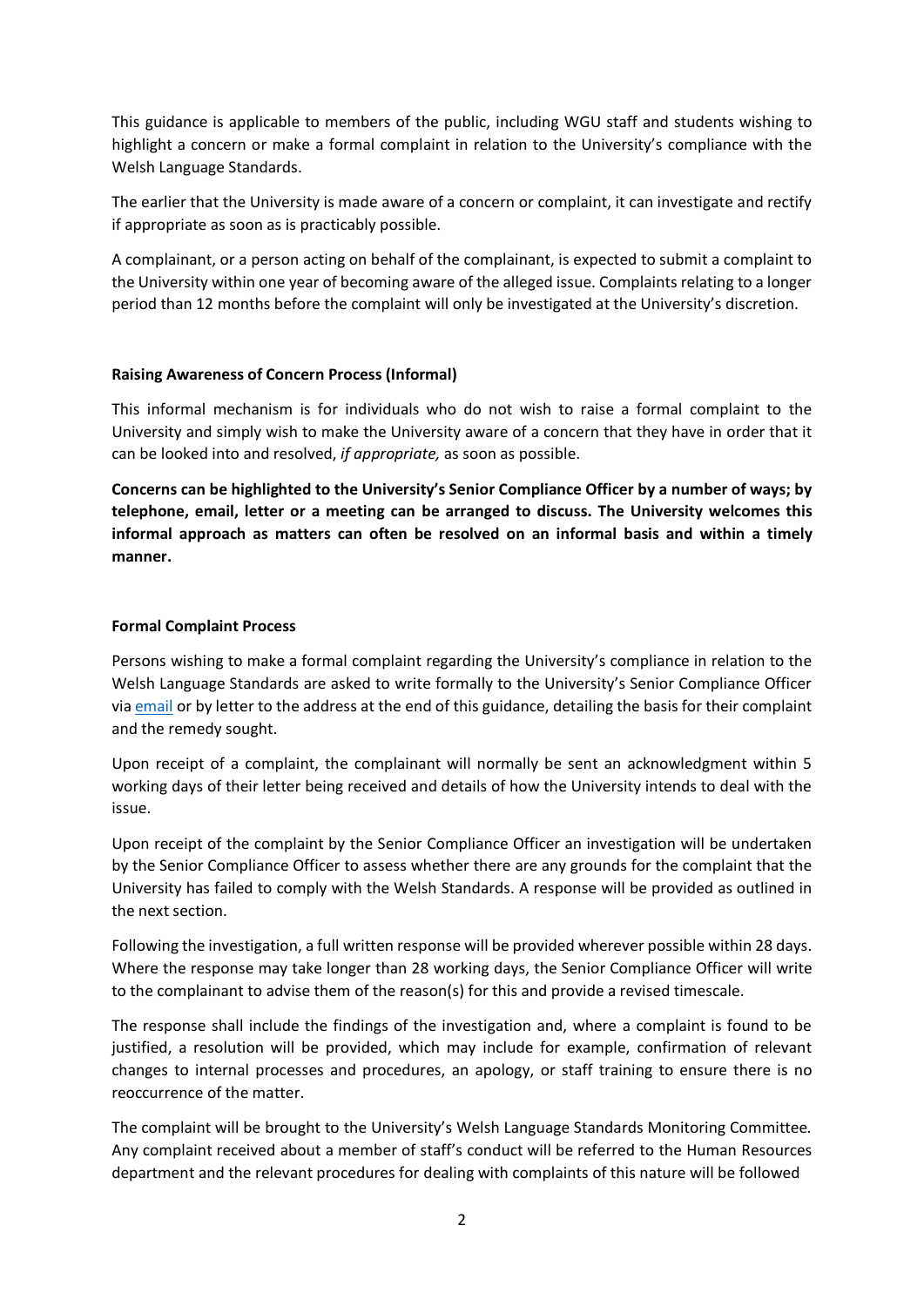This guidance is applicable to members of the public, including WGU staff and students wishing to highlight a concern or make a formal complaint in relation to the University's compliance with the Welsh Language Standards.

The earlier that the University is made aware of a concern or complaint, it can investigate and rectify if appropriate as soon as is practicably possible.

A complainant, or a person acting on behalf of the complainant, is expected to submit a complaint to the University within one year of becoming aware of the alleged issue. Complaints relating to a longer period than 12 months before the complaint will only be investigated at the University's discretion.

**Raising Awareness of Concern Process (Informal)**

This informal mechanism is for individuals who do not wish to raise a formal complaint to the University and simply wish to make the University aware of a concern that they have in order that it can be looked into and resolved, *if appropriate,* as soon as possible.

**Concerns can be highlighted to the University's Senior Compliance Officer by a number of ways; by telephone, email, letter or a meeting can be arranged to discuss. The University welcomes this informal approach as matters can often be resolved on an informal basis and within a timely manner.**

**Formal Complaint Process**

Persons wishing to make a formal complaint regarding the University's compliance in relation to the Welsh Language Standards are asked to write formally to the University's Senior Compliance Officer via email or by letter to the address at the end of this guidance, detailing the basis for their complaint and the remedy sought.

Upon receipt of a complaint, the complainant will normally be sent an acknowledgment within 5 working days of their letter being received and details of how the University intends to deal with the issue.

Upon receipt of the complaint by the Senior Compliance Officer an investigation will be undertaken by the Senior Compliance Officer to assess whether there are any grounds for the complaint that the University has failed to comply with the Welsh Standards. A response will be provided as outlined in the next section.

Following the investigation, a full written response will be provided wherever possible within 28 days. Where the response may take longer than 28 working days, the Senior Compliance Officer will write to the complainant to advise them of the reason(s) for this and provide a revised timescale.

The response shall include the findings of the investigation and, where a complaint is found to be justified, a resolution will be provided, which may include for example, confirmation of relevant changes to internal processes and procedures, an apology, or staff training to ensure there is no reoccurrence of the matter.

The complaint will be brought to the University's Welsh Language Standards Monitoring Committee. Any complaint received about a member of staff's conduct will be referred to the Human Resources department and the relevant procedures for dealing with complaints of this nature will be followed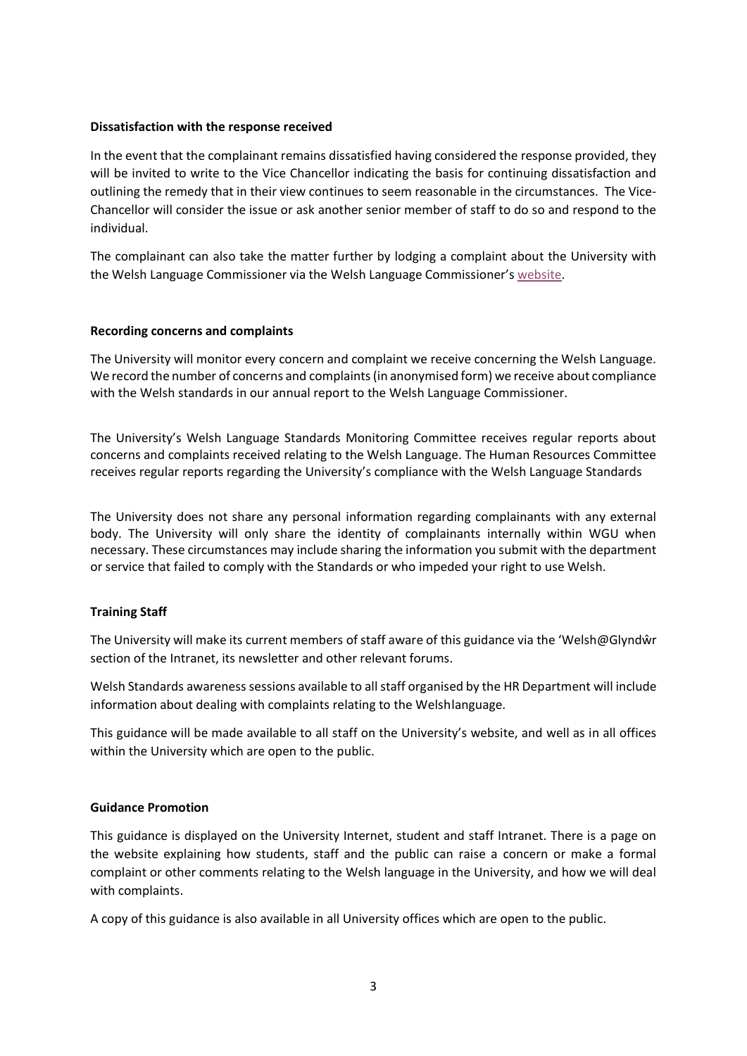**Dissatisfaction with the response received**

In the event that the complainant remains dissatisfied having considered the response provided, they will be invited to write to the Vice Chancellor indicating the basis for continuing dissatisfaction and outlining the remedy that in their view continues to seem reasonable in the circumstances. The Vice-Chancellor will consider the issue or ask another senior member of staff to do so and respond to the individual.

The complainant can also take the matter further by lodging a complaint about the University with the Welsh Language Commissioner via the Welsh Language Commissioner's website.

**Recording concerns and complaints**

The University will monitor every concern and complaint we receive concerning the Welsh Language. We record the number of concerns and complaints (in anonymised form) we receive about compliance with the Welsh standards in our annual report to the Welsh Language Commissioner.

The University's Welsh Language Standards Monitoring Committee receives regular reports about concerns and complaints received relating to the Welsh Language. The Human Resources Committee receives regular reports regarding the University's compliance with the Welsh Language Standards

The University does not share any personal information regarding complainants with any external body. The University will only share the identity of complainants internally within WGU when necessary. These circumstances may include sharing the information you submit with the department or service that failed to comply with the Standards or who impeded your right to use Welsh.

**Training Staff**

The University will make its current members of staff aware of this guidance via the 'Welsh@Glyndŵr section of the Intranet, its newsletter and other relevant forums.

Welsh Standards awareness sessions available to all staff organised by the HR Department will include information about dealing with complaints relating to the Welshlanguage.

This guidance will be made available to all staff on the University's website, and well as in all offices within the University which are open to the public.

**Guidance Promotion**

This guidance is displayed on the University Internet, student and staff Intranet. There is a page on the website explaining how students, staff and the public can raise a concern or make a formal complaint or other comments relating to the Welsh language in the University, and how we will deal with complaints.

A copy of this guidance is also available in all University offices which are open to the public.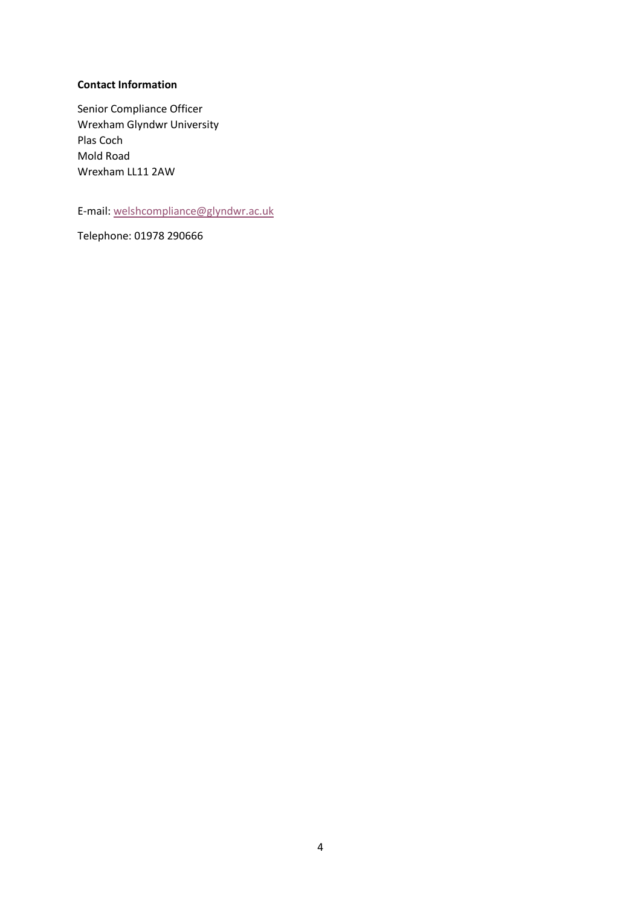**Contact Information**

Senior Compliance Officer
Wrexham Glyndwr University
Plas Coch
Mold Road
Wrexham LL11 2AW

E-mail: welshcompliance@glyndwr.ac.uk

Telephone: 01978 290666